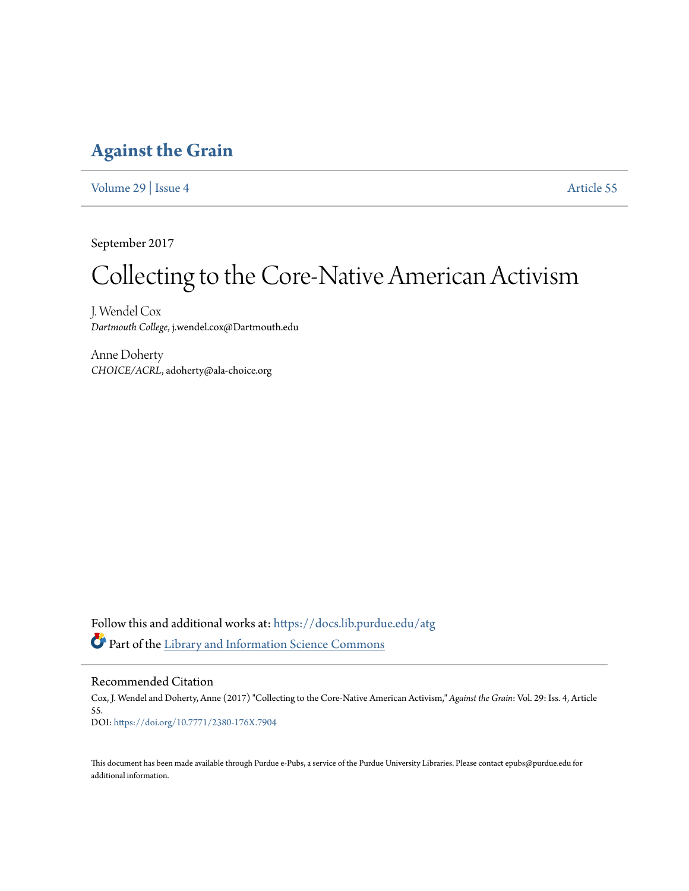# Against the Grain

Volume 29 | Issue 4 Article 55

September 2017

# Collecting to the Core-Native American Activism

J. Wendel Cox
*Dartmouth College*, j.wendel.cox@Dartmouth.edu

Anne Doherty
*CHOICE/ACRL*, adoherty@ala-choice.org

Follow this and additional works at: https://docs.lib.purdue.edu/atg

Part of the Library and Information Science Commons

## Recommended Citation

Cox, J. Wendel and Doherty, Anne (2017) "Collecting to the Core-Native American Activism," *Against the Grain*: Vol. 29: Iss. 4, Article 55.
DOI: https://doi.org/10.7771/2380-176X.7904

This document has been made available through Purdue e-Pubs, a service of the Purdue University Libraries. Please contact epubs@purdue.edu for additional information.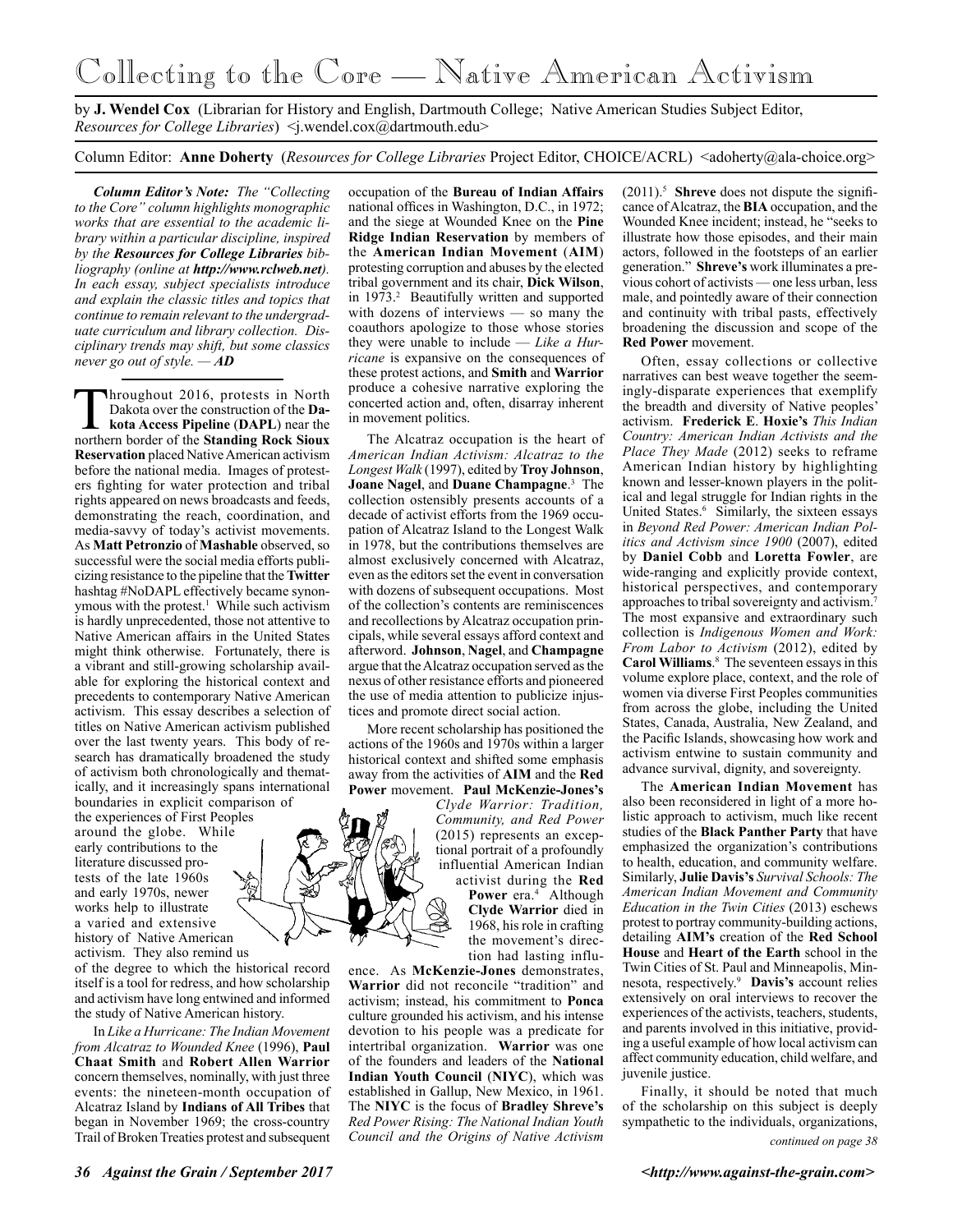# Collecting to the Core — Native American Activism

by **J. Wendel Cox** (Librarian for History and English, Dartmouth College; Native American Studies Subject Editor, *Resources for College Libraries*) <j.wendel.cox@dartmouth.edu>

Column Editor: **Anne Doherty** (*Resources for College Libraries* Project Editor, CHOICE/ACRL) <adoherty@ala-choice.org>

***Column Editor's Note:*** *The "Collecting to the Core" column highlights monographic works that are essential to the academic library within a particular discipline, inspired by the* ***Resources for College Libraries*** *bibliography (online at* ***http://www.rclweb.net****). In each essay, subject specialists introduce and explain the classic titles and topics that continue to remain relevant to the undergraduate curriculum and library collection. Disciplinary trends may shift, but some classics never go out of style. —* ***AD***

Throughout 2016, protests in North Dakota over the construction of the **Dakota Access Pipeline** (**DAPL**) near the northern border of the **Standing Rock Sioux Reservation** placed Native American activism before the national media. Images of protesters fighting for water protection and tribal rights appeared on news broadcasts and feeds, demonstrating the reach, coordination, and media-savvy of today's activist movements. As **Matt Petronzio** of **Mashable** observed, so successful were the social media efforts publicizing resistance to the pipeline that the **Twitter** hashtag #NoDAPL effectively became synonymous with the protest.[1] While such activism is hardly unprecedented, those not attentive to Native American affairs in the United States might think otherwise. Fortunately, there is a vibrant and still-growing scholarship available for exploring the historical context and precedents to contemporary Native American activism. This essay describes a selection of titles on Native American activism published over the last twenty years. This body of research has dramatically broadened the study of activism both chronologically and thematically, and it increasingly spans international boundaries in explicit comparison of the experiences of First Peoples around the globe. While early contributions to the literature discussed protests of the late 1960s and early 1970s, newer works help to illustrate a varied and extensive history of Native American activism. They also remind us of the degree to which the historical record itself is a tool for redress, and how scholarship and activism have long entwined and informed the study of Native American history.

In *Like a Hurricane: The Indian Movement from Alcatraz to Wounded Knee* (1996), **Paul Chaat Smith** and **Robert Allen Warrior** concern themselves, nominally, with just three events: the nineteen-month occupation of Alcatraz Island by **Indians of All Tribes** that began in November 1969; the cross-country Trail of Broken Treaties protest and subsequent occupation of the **Bureau of Indian Affairs** national offices in Washington, D.C., in 1972; and the siege at Wounded Knee on the **Pine Ridge Indian Reservation** by members of the **American Indian Movement** (**AIM**) protesting corruption and abuses by the elected tribal government and its chair, **Dick Wilson**, in 1973.[2] Beautifully written and supported with dozens of interviews — so many the coauthors apologize to those whose stories they were unable to include — *Like a Hurricane* is expansive on the consequences of these protest actions, and **Smith** and **Warrior** produce a cohesive narrative exploring the concerted action and, often, disarray inherent in movement politics.

The Alcatraz occupation is the heart of *American Indian Activism: Alcatraz to the Longest Walk* (1997), edited by **Troy Johnson**, **Joane Nagel**, and **Duane Champagne**.[3] The collection ostensibly presents accounts of a decade of activist efforts from the 1969 occupation of Alcatraz Island to the Longest Walk in 1978, but the contributions themselves are almost exclusively concerned with Alcatraz, even as the editors set the event in conversation with dozens of subsequent occupations. Most of the collection's contents are reminiscences and recollections by Alcatraz occupation principals, while several essays afford context and afterword. **Johnson**, **Nagel**, and **Champagne** argue that the Alcatraz occupation served as the nexus of other resistance efforts and pioneered the use of media attention to publicize injustices and promote direct social action.

More recent scholarship has positioned the actions of the 1960s and 1970s within a larger historical context and shifted some emphasis away from the activities of **AIM** and the **Red Power** movement. **Paul McKenzie-Jones's** *Clyde Warrior: Tradition, Community, and Red Power* (2015) represents an exceptional portrait of a profoundly influential American Indian activist during the **Red Power** era.[4] Although **Clyde Warrior** died in 1968, his role in crafting the movement's direction had lasting influence. As **McKenzie-Jones** demonstrates, **Warrior** did not reconcile "tradition" and activism; instead, his commitment to **Ponca** culture grounded his activism, and his intense devotion to his people was a predicate for intertribal organization. **Warrior** was one of the founders and leaders of the **National Indian Youth Council** (**NIYC**), which was established in Gallup, New Mexico, in 1961. The **NIYC** is the focus of **Bradley Shreve's** *Red Power Rising: The National Indian Youth Council and the Origins of Native Activism* (2011).[5] **Shreve** does not dispute the significance of Alcatraz, the **BIA** occupation, and the Wounded Knee incident; instead, he "seeks to illustrate how those episodes, and their main actors, followed in the footsteps of an earlier generation." **Shreve's** work illuminates a previous cohort of activists — one less urban, less male, and pointedly aware of their connection and continuity with tribal pasts, effectively broadening the discussion and scope of the **Red Power** movement.

Often, essay collections or collective narratives can best weave together the seemingly-disparate experiences that exemplify the breadth and diversity of Native peoples' activism. **Frederick E. Hoxie's** *This Indian Country: American Indian Activists and the Place They Made* (2012) seeks to reframe American Indian history by highlighting known and lesser-known players in the political and legal struggle for Indian rights in the United States.[6] Similarly, the sixteen essays in *Beyond Red Power: American Indian Politics and Activism since 1900* (2007), edited by **Daniel Cobb** and **Loretta Fowler**, are wide-ranging and explicitly provide context, historical perspectives, and contemporary approaches to tribal sovereignty and activism.[7] The most expansive and extraordinary such collection is *Indigenous Women and Work: From Labor to Activism* (2012), edited by **Carol Williams**.[8] The seventeen essays in this volume explore place, context, and the role of women via diverse First Peoples communities from across the globe, including the United States, Canada, Australia, New Zealand, and the Pacific Islands, showcasing how work and activism entwine to sustain community and advance survival, dignity, and sovereignty.

The **American Indian Movement** has also been reconsidered in light of a more holistic approach to activism, much like recent studies of the **Black Panther Party** that have emphasized the organization's contributions to health, education, and community welfare. Similarly, **Julie Davis's** *Survival Schools: The American Indian Movement and Community Education in the Twin Cities* (2013) eschews protest to portray community-building actions, detailing **AIM's** creation of the **Red School House** and **Heart of the Earth** school in the Twin Cities of St. Paul and Minneapolis, Minnesota, respectively.[9] **Davis's** account relies extensively on oral interviews to recover the experiences of the activists, teachers, students, and parents involved in this initiative, providing a useful example of how local activism can affect community education, child welfare, and juvenile justice.

Finally, it should be noted that much of the scholarship on this subject is deeply sympathetic to the individuals, organizations,

*continued on page 38*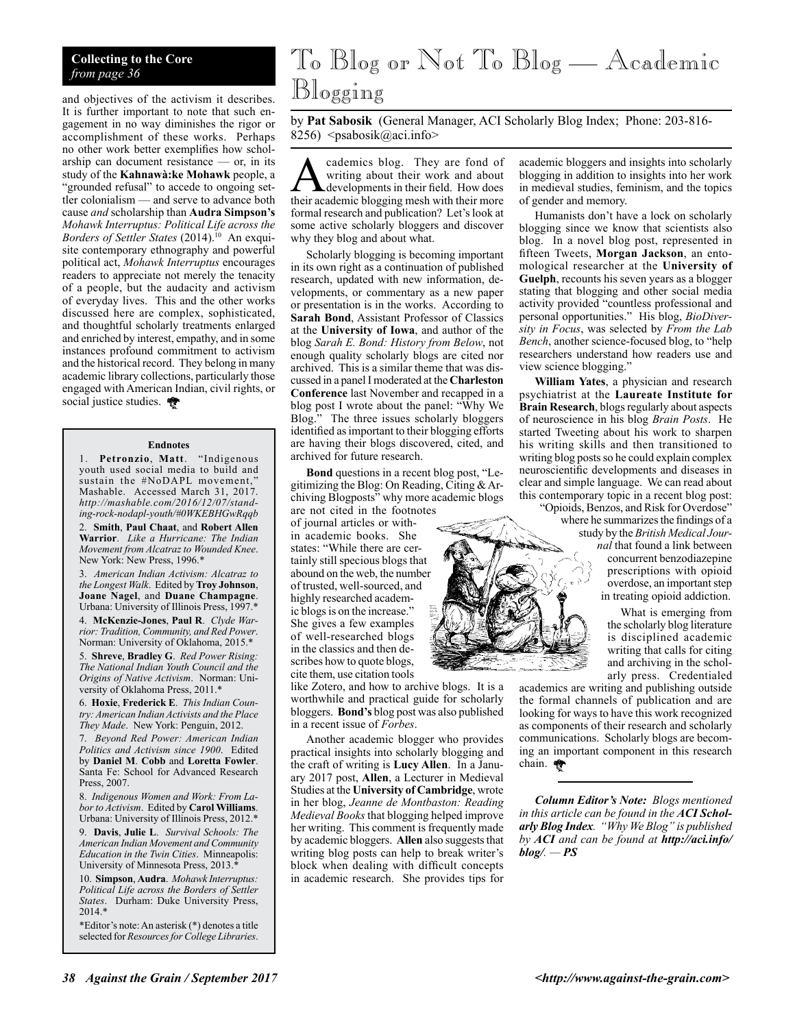**Collecting to the Core**
*from page 36*

and objectives of the activism it describes. It is further important to note that such engagement in no way diminishes the rigor or accomplishment of these works. Perhaps no other work better exemplifies how scholarship can document resistance — or, in its study of the **Kahnawà:ke Mohawk** people, a "grounded refusal" to accede to ongoing settler colonialism — and serve to advance both cause *and* scholarship than **Audra Simpson's** *Mohawk Interruptus: Political Life across the Borders of Settler States* (2014).[10] An exquisite contemporary ethnography and powerful political act, *Mohawk Interruptus* encourages readers to appreciate not merely the tenacity of a people, but the audacity and activism of everyday lives. This and the other works discussed here are complex, sophisticated, and thoughtful scholarly treatments enlarged and enriched by interest, empathy, and in some instances profound commitment to activism and the historical record. They belong in many academic library collections, particularly those engaged with American Indian, civil rights, or social justice studies.

**Endnotes**

1. **Petronzio**, **Matt**. "Indigenous youth used social media to build and sustain the #NoDAPL movement," Mashable. Accessed March 31, 2017. *http://mashable.com/2016/12/07/standing-rock-nodapl-youth/#0WKEBHGwRqqb*

2. **Smith**, **Paul Chaat**, and **Robert Allen Warrior**. *Like a Hurricane: The Indian Movement from Alcatraz to Wounded Knee*. New York: New Press, 1996.*

3. *American Indian Activism: Alcatraz to the Longest Walk*. Edited by **Troy Johnson**, **Joane Nagel**, and **Duane Champagne**. Urbana: University of Illinois Press, 1997.*

4. **McKenzie-Jones**, **Paul R**. *Clyde Warrior: Tradition, Community, and Red Power*. Norman: University of Oklahoma, 2015.*

5. **Shreve**, **Bradley G**. *Red Power Rising: The National Indian Youth Council and the Origins of Native Activism*. Norman: University of Oklahoma Press, 2011.*

6. **Hoxie**, **Frederick E**. *This Indian Country: American Indian Activists and the Place They Made*. New York: Penguin, 2012.

7. *Beyond Red Power: American Indian Politics and Activism since 1900*. Edited by **Daniel M**. **Cobb** and **Loretta Fowler**. Santa Fe: School for Advanced Research Press, 2007.

8. *Indigenous Women and Work: From Labor to Activism*. Edited by **Carol Williams**. Urbana: University of Illinois Press, 2012.*

9. **Davis**, **Julie L**. *Survival Schools: The American Indian Movement and Community Education in the Twin Cities*. Minneapolis: University of Minnesota Press, 2013.*

10. **Simpson**, **Audra**. *Mohawk Interruptus: Political Life across the Borders of Settler States*. Durham: Duke University Press, 2014.*

*Editor's note: An asterisk (*) denotes a title selected for *Resources for College Libraries*.

# To Blog or Not To Blog — Academic Blogging

by **Pat Sabosik** (General Manager, ACI Scholarly Blog Index; Phone: 203-816-8256) <psabosik@aci.info>

Academics blog. They are fond of writing about their work and about developments in their field. How does their academic blogging mesh with their more formal research and publication? Let's look at some active scholarly bloggers and discover why they blog and about what.

Scholarly blogging is becoming important in its own right as a continuation of published research, updated with new information, developments, or commentary as a new paper or presentation is in the works. According to **Sarah Bond**, Assistant Professor of Classics at the **University of Iowa**, and author of the blog *Sarah E. Bond: History from Below*, not enough quality scholarly blogs are cited nor archived. This is a similar theme that was discussed in a panel I moderated at the **Charleston Conference** last November and recapped in a blog post I wrote about the panel: "Why We Blog." The three issues scholarly bloggers identified as important to their blogging efforts are having their blogs discovered, cited, and archived for future research.

**Bond** questions in a recent blog post, "Legitimizing the Blog: On Reading, Citing & Archiving Blogposts" why more academic blogs are not cited in the footnotes of journal articles or within academic books. She states: "While there are certainly still specious blogs that abound on the web, the number of trusted, well-sourced, and highly researched academic blogs is on the increase." She gives a few examples of well-researched blogs in the classics and then describes how to quote blogs, cite them, use citation tools like Zotero, and how to archive blogs. It is a worthwhile and practical guide for scholarly bloggers. **Bond's** blog post was also published in a recent issue of *Forbes*.

Another academic blogger who provides practical insights into scholarly blogging and the craft of writing is **Lucy Allen**. In a January 2017 post, **Allen**, a Lecturer in Medieval Studies at the **University of Cambridge**, wrote in her blog, *Jeanne de Montbaston: Reading Medieval Books* that blogging helped improve her writing. This comment is frequently made by academic bloggers. **Allen** also suggests that writing blog posts can help to break writer's block when dealing with difficult concepts in academic research. She provides tips for academic bloggers and insights into scholarly blogging in addition to insights into her work in medieval studies, feminism, and the topics of gender and memory.

Humanists don't have a lock on scholarly blogging since we know that scientists also blog. In a novel blog post, represented in fifteen Tweets, **Morgan Jackson**, an entomological researcher at the **University of Guelph**, recounts his seven years as a blogger stating that blogging and other social media activity provided "countless professional and personal opportunities." His blog, *BioDiversity in Focus*, was selected by *From the Lab Bench*, another science-focused blog, to "help researchers understand how readers use and view science blogging."

**William Yates**, a physician and research psychiatrist at the **Laureate Institute for Brain Research**, blogs regularly about aspects of neuroscience in his blog *Brain Posts*. He started Tweeting about his work to sharpen his writing skills and then transitioned to writing blog posts so he could explain complex neuroscientific developments and diseases in clear and simple language. We can read about this contemporary topic in a recent blog post: "Opioids, Benzos, and Risk for Overdose" where he summarizes the findings of a study by the *British Medical Journal* that found a link between concurrent benzodiazepine prescriptions with opioid overdose, an important step in treating opioid addiction.

What is emerging from the scholarly blog literature is disciplined academic writing that calls for citing and archiving in the scholarly press. Credentialed academics are writing and publishing outside the formal channels of publication and are looking for ways to have this work recognized as components of their research and scholarly communications. Scholarly blogs are becoming an important component in this research chain.

***Column Editor's Note:*** *Blogs mentioned in this article can be found in the **ACI Scholarly Blog Index**. "Why We Blog" is published by **ACI** and can be found at **http://aci.info/blog/**. — **PS***